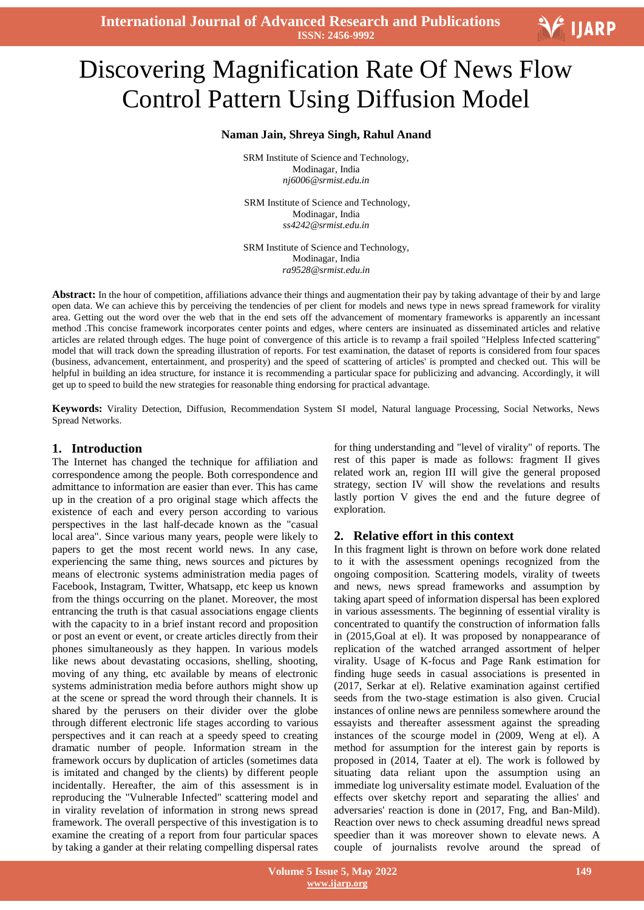# Discovering Magnification Rate Of News Flow Control Pattern Using Diffusion Model

**Naman Jain, Shreya Singh, Rahul Anand**

SRM Institute of Science and Technology,
Modinagar, India
*nj6006@srmist.edu.in*

SRM Institute of Science and Technology,
Modinagar, India
*ss4242@srmist.edu.in*

SRM Institute of Science and Technology,
Modinagar, India
*ra9528@srmist.edu.in*

**Abstract:** In the hour of competition, affiliations advance their things and augmentation their pay by taking advantage of their by and large open data. We can achieve this by perceiving the tendencies of per client for models and news type in news spread framework for virality area. Getting out the word over the web that in the end sets off the advancement of momentary frameworks is apparently an incessant method .This concise framework incorporates center points and edges, where centers are insinuated as disseminated articles and relative articles are related through edges. The huge point of convergence of this article is to revamp a frail spoiled "Helpless Infected scattering" model that will track down the spreading illustration of reports. For test examination, the dataset of reports is considered from four spaces (business, advancement, entertainment, and prosperity) and the speed of scattering of articles' is prompted and checked out. This will be helpful in building an idea structure, for instance it is recommending a particular space for publicizing and advancing. Accordingly, it will get up to speed to build the new strategies for reasonable thing endorsing for practical advantage.

**Keywords:** Virality Detection, Diffusion, Recommendation System SI model, Natural language Processing, Social Networks, News Spread Networks.

## 1. Introduction

The Internet has changed the technique for affiliation and correspondence among the people. Both correspondence and admittance to information are easier than ever. This has came up in the creation of a pro original stage which affects the existence of each and every person according to various perspectives in the last half-decade known as the "casual local area". Since various many years, people were likely to papers to get the most recent world news. In any case, experiencing the same thing, news sources and pictures by means of electronic systems administration media pages of Facebook, Instagram, Twitter, Whatsapp, etc keep us known from the things occurring on the planet. Moreover, the most entrancing the truth is that casual associations engage clients with the capacity to in a brief instant record and proposition or post an event or event, or create articles directly from their phones simultaneously as they happen. In various models like news about devastating occasions, shelling, shooting, moving of any thing, etc available by means of electronic systems administration media before authors might show up at the scene or spread the word through their channels. It is shared by the perusers on their divider over the globe through different electronic life stages according to various perspectives and it can reach at a speedy speed to creating dramatic number of people. Information stream in the framework occurs by duplication of articles (sometimes data is imitated and changed by the clients) by different people incidentally. Hereafter, the aim of this assessment is in reproducing the "Vulnerable Infected" scattering model and in virality revelation of information in strong news spread framework. The overall perspective of this investigation is to examine the creating of a report from four particular spaces by taking a gander at their relating compelling dispersal rates for thing understanding and "level of virality" of reports. The rest of this paper is made as follows: fragment II gives related work an, region III will give the general proposed strategy, section IV will show the revelations and results lastly portion V gives the end and the future degree of exploration.

## 2. Relative effort in this context

In this fragment light is thrown on before work done related to it with the assessment openings recognized from the ongoing composition. Scattering models, virality of tweets and news, news spread frameworks and assumption by taking apart speed of information dispersal has been explored in various assessments. The beginning of essential virality is concentrated to quantify the construction of information falls in (2015,Goal at el). It was proposed by nonappearance of replication of the watched arranged assortment of helper virality. Usage of K-focus and Page Rank estimation for finding huge seeds in casual associations is presented in (2017, Serkar at el). Relative examination against certified seeds from the two-stage estimation is also given. Crucial instances of online news are penniless somewhere around the essayists and thereafter assessment against the spreading instances of the scourge model in (2009, Weng at el). A method for assumption for the interest gain by reports is proposed in (2014, Taater at el). The work is followed by situating data reliant upon the assumption using an immediate log universality estimate model. Evaluation of the effects over sketchy report and separating the allies' and adversaries' reaction is done in (2017, Fng, and Ban-Mild). Reaction over news to check assuming dreadful news spread speedier than it was moreover shown to elevate news. A couple of journalists revolve around the spread of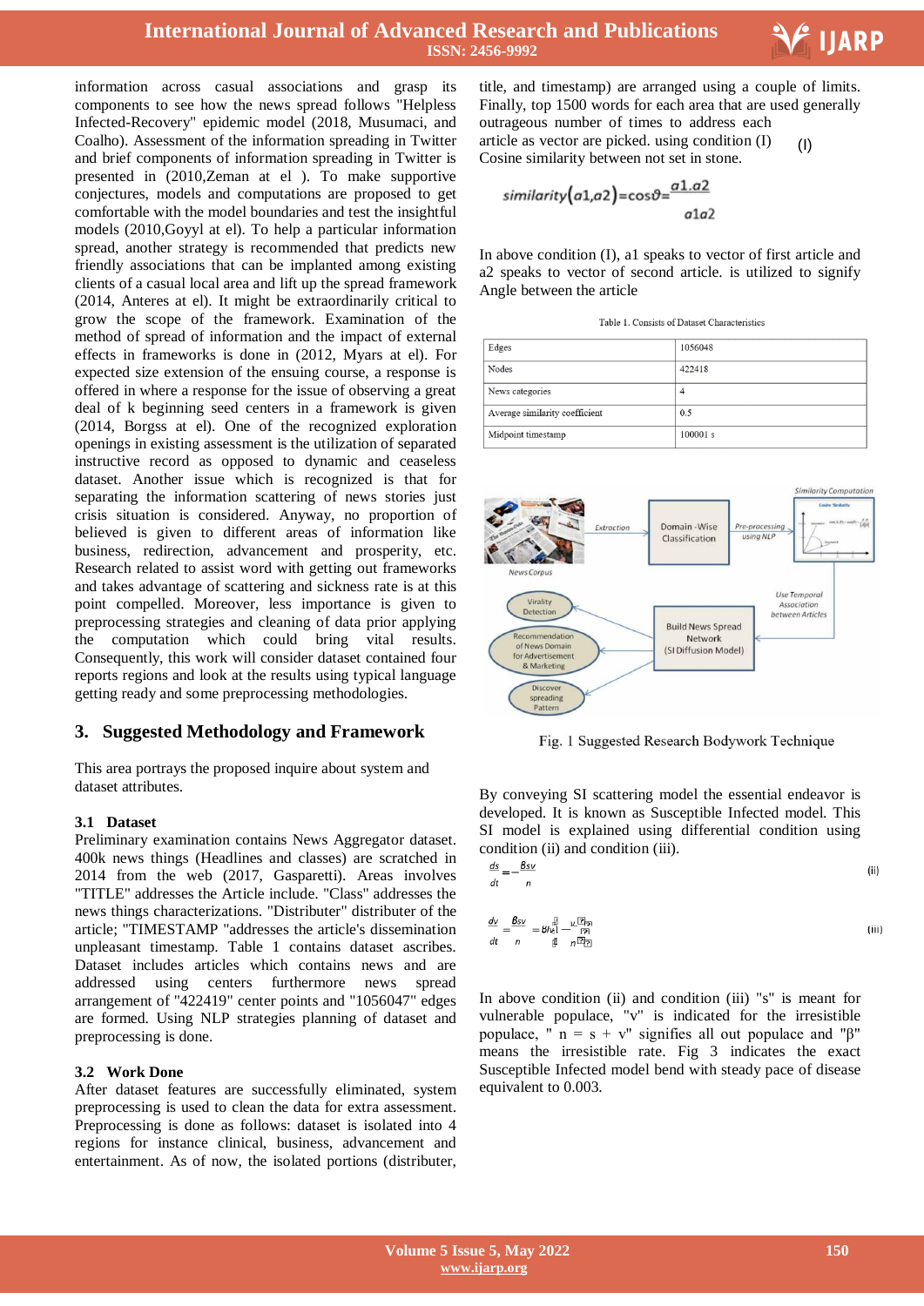information across casual associations and grasp its components to see how the news spread follows "Helpless Infected-Recovery" epidemic model (2018, Musumaci, and Coalho). Assessment of the information spreading in Twitter and brief components of information spreading in Twitter is presented in (2010,Zeman at el ). To make supportive conjectures, models and computations are proposed to get comfortable with the model boundaries and test the insightful models (2010,Goyyl at el). To help a particular information spread, another strategy is recommended that predicts new friendly associations that can be implanted among existing clients of a casual local area and lift up the spread framework (2014, Anteres at el). It might be extraordinarily critical to grow the scope of the framework. Examination of the method of spread of information and the impact of external effects in frameworks is done in (2012, Myars at el). For expected size extension of the ensuing course, a response is offered in where a response for the issue of observing a great deal of k beginning seed centers in a framework is given (2014, Borgss at el). One of the recognized exploration openings in existing assessment is the utilization of separated instructive record as opposed to dynamic and ceaseless dataset. Another issue which is recognized is that for separating the information scattering of news stories just crisis situation is considered. Anyway, no proportion of believed is given to different areas of information like business, redirection, advancement and prosperity, etc. Research related to assist word with getting out frameworks and takes advantage of scattering and sickness rate is at this point compelled. Moreover, less importance is given to preprocessing strategies and cleaning of data prior applying the computation which could bring vital results. Consequently, this work will consider dataset contained four reports regions and look at the results using typical language getting ready and some preprocessing methodologies.

## 3. Suggested Methodology and Framework

This area portrays the proposed inquire about system and dataset attributes.

### 3.1 Dataset

Preliminary examination contains News Aggregator dataset. 400k news things (Headlines and classes) are scratched in 2014 from the web (2017, Gasparetti). Areas involves "TITLE" addresses the Article include. "Class" addresses the news things characterizations. "Distributer" distributer of the article; "TIMESTAMP "addresses the article's dissemination unpleasant timestamp. Table 1 contains dataset ascribes. Dataset includes articles which contains news and are addressed using centers furthermore news spread arrangement of "422419" center points and "1056047" edges are formed. Using NLP strategies planning of dataset and preprocessing is done.

### 3.2 Work Done

After dataset features are successfully eliminated, system preprocessing is used to clean the data for extra assessment. Preprocessing is done as follows: dataset is isolated into 4 regions for instance clinical, business, advancement and entertainment. As of now, the isolated portions (distributer, title, and timestamp) are arranged using a couple of limits. Finally, top 1500 words for each area that are used generally outrageous number of times to address each article as vector are picked. using condition (I) Cosine similarity between not set in stone.

$$similarity(a1,a2)=\cos\vartheta=\frac{a1.a2}{a1a2} \quad \text{(I)}$$

In above condition (I), a1 speaks to vector of first article and a2 speaks to vector of second article. is utilized to signify Angle between the article

Table 1. Consists of Dataset Characteristics

| | |
|---|---|
| Edges | 1056048 |
| Nodes | 422418 |
| News categories | 4 |
| Average similarity coefficient | 0.5 |
| Midpoint timestamp | 100001 s |

Fig. 1 Suggested Research Bodywork Technique

By conveying SI scattering model the essential endeavor is developed. It is known as Susceptible Infected model. This SI model is explained using differential condition using condition (ii) and condition (iii).

$$\frac{ds}{dt}=-\frac{\beta sv}{n} \quad \text{(ii)}$$

$$\frac{dv}{dt}=\frac{\beta sv}{n}=\beta v\left(1-\frac{v}{n}\right) \quad \text{(iii)}$$

In above condition (ii) and condition (iii) "s" is meant for vulnerable populace, "v" is indicated for the irresistible populace, " n = s + v" signifies all out populace and "β" means the irresistible rate. Fig 3 indicates the exact Susceptible Infected model bend with steady pace of disease equivalent to 0.003.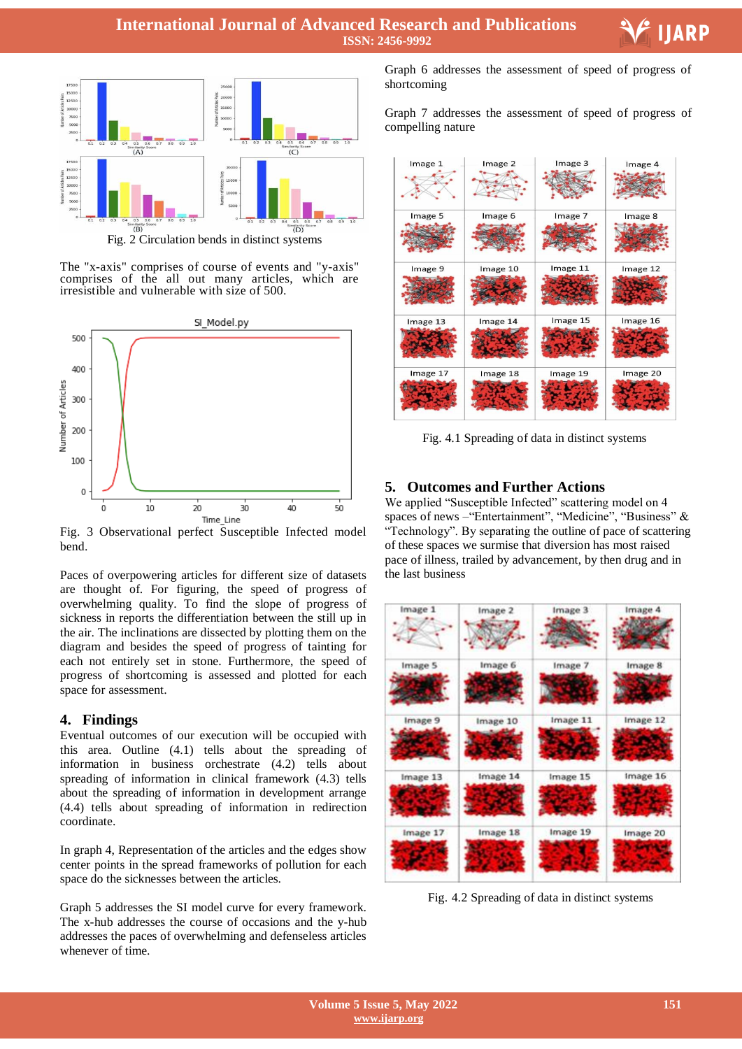Fig. 2 Circulation bends in distinct systems

The "x-axis" comprises of course of events and "y-axis" comprises of the all out many articles, which are irresistible and vulnerable with size of 500.

Fig. 3 Observational perfect Susceptible Infected model bend.

Paces of overpowering articles for different size of datasets are thought of. For figuring, the speed of progress of overwhelming quality. To find the slope of progress of sickness in reports the differentiation between the still up in the air. The inclinations are dissected by plotting them on the diagram and besides the speed of progress of tainting for each not entirely set in stone. Furthermore, the speed of progress of shortcoming is assessed and plotted for each space for assessment.

## 4. Findings

Eventual outcomes of our execution will be occupied with this area. Outline (4.1) tells about the spreading of information in business orchestrate (4.2) tells about spreading of information in clinical framework (4.3) tells about the spreading of information in development arrange (4.4) tells about spreading of information in redirection coordinate.

In graph 4, Representation of the articles and the edges show center points in the spread frameworks of pollution for each space do the sicknesses between the articles.

Graph 5 addresses the SI model curve for every framework. The x-hub addresses the course of occasions and the y-hub addresses the paces of overwhelming and defenseless articles whenever of time.

Graph 6 addresses the assessment of speed of progress of shortcoming

Graph 7 addresses the assessment of speed of progress of compelling nature

Fig. 4.1 Spreading of data in distinct systems

## 5. Outcomes and Further Actions

We applied "Susceptible Infected" scattering model on 4 spaces of news –"Entertainment", "Medicine", "Business" & "Technology". By separating the outline of pace of scattering of these spaces we surmise that diversion has most raised pace of illness, trailed by advancement, by then drug and in the last business

Fig. 4.2 Spreading of data in distinct systems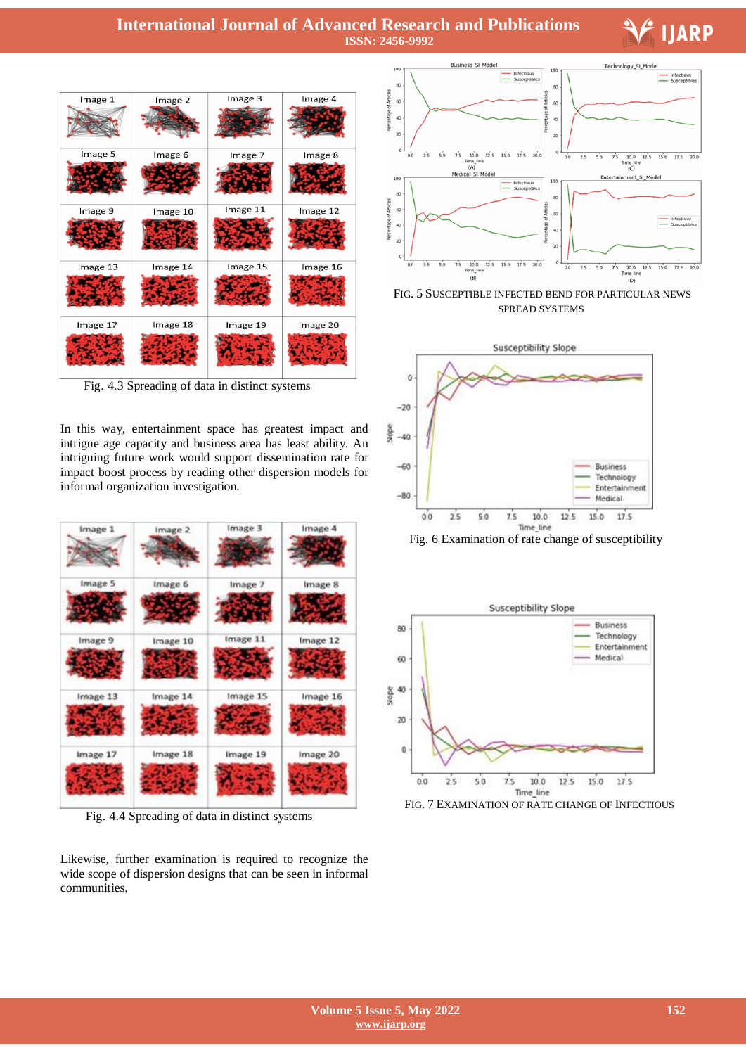Fig. 4.3 Spreading of data in distinct systems

In this way, entertainment space has greatest impact and intrigue age capacity and business area has least ability. An intriguing future work would support dissemination rate for impact boost process by reading other dispersion models for informal organization investigation.

Fig. 4.4 Spreading of data in distinct systems

Likewise, further examination is required to recognize the wide scope of dispersion designs that can be seen in informal communities.

FIG. 5 SUSCEPTIBLE INFECTED BEND FOR PARTICULAR NEWS SPREAD SYSTEMS

Fig. 6 Examination of rate change of susceptibility

FIG. 7 EXAMINATION OF RATE CHANGE OF INFECTIOUS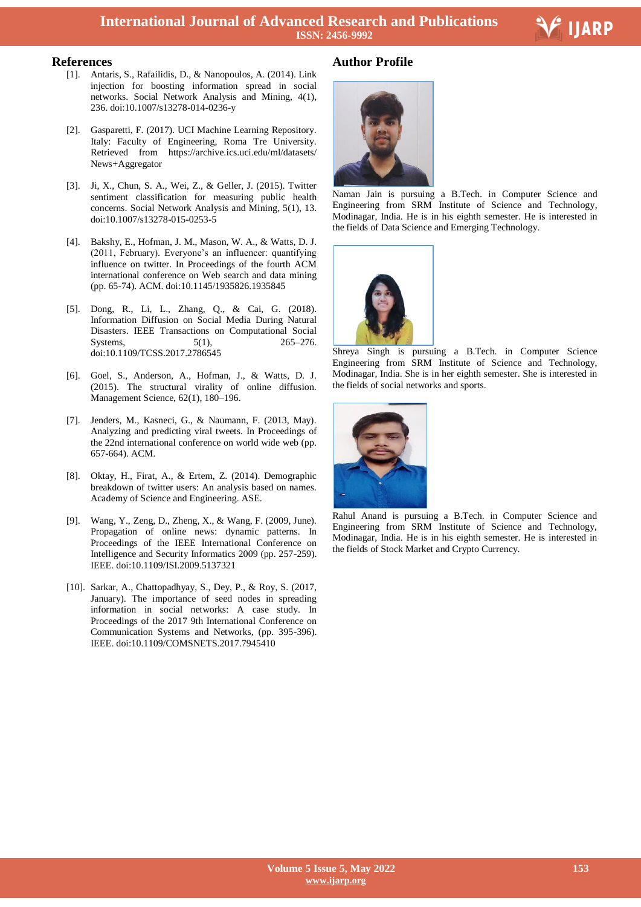## References

[1]. Antaris, S., Rafailidis, D., & Nanopoulos, A. (2014). Link injection for boosting information spread in social networks. Social Network Analysis and Mining, 4(1), 236. doi:10.1007/s13278-014-0236-y

[2]. Gasparetti, F. (2017). UCI Machine Learning Repository. Italy: Faculty of Engineering, Roma Tre University. Retrieved from https://archive.ics.uci.edu/ml/datasets/News+Aggregator

[3]. Ji, X., Chun, S. A., Wei, Z., & Geller, J. (2015). Twitter sentiment classification for measuring public health concerns. Social Network Analysis and Mining, 5(1), 13. doi:10.1007/s13278-015-0253-5

[4]. Bakshy, E., Hofman, J. M., Mason, W. A., & Watts, D. J. (2011, February). Everyone's an influencer: quantifying influence on twitter. In Proceedings of the fourth ACM international conference on Web search and data mining (pp. 65-74). ACM. doi:10.1145/1935826.1935845

[5]. Dong, R., Li, L., Zhang, Q., & Cai, G. (2018). Information Diffusion on Social Media During Natural Disasters. IEEE Transactions on Computational Social Systems, 5(1), 265–276. doi:10.1109/TCSS.2017.2786545

[6]. Goel, S., Anderson, A., Hofman, J., & Watts, D. J. (2015). The structural virality of online diffusion. Management Science, 62(1), 180–196.

[7]. Jenders, M., Kasneci, G., & Naumann, F. (2013, May). Analyzing and predicting viral tweets. In Proceedings of the 22nd international conference on world wide web (pp. 657-664). ACM.

[8]. Oktay, H., Firat, A., & Ertem, Z. (2014). Demographic breakdown of twitter users: An analysis based on names. Academy of Science and Engineering. ASE.

[9]. Wang, Y., Zeng, D., Zheng, X., & Wang, F. (2009, June). Propagation of online news: dynamic patterns. In Proceedings of the IEEE International Conference on Intelligence and Security Informatics 2009 (pp. 257-259). IEEE. doi:10.1109/ISI.2009.5137321

[10]. Sarkar, A., Chattopadhyay, S., Dey, P., & Roy, S. (2017, January). The importance of seed nodes in spreading information in social networks: A case study. In Proceedings of the 2017 9th International Conference on Communication Systems and Networks, (pp. 395-396). IEEE. doi:10.1109/COMSNETS.2017.7945410

## Author Profile

Naman Jain is pursuing a B.Tech. in Computer Science and Engineering from SRM Institute of Science and Technology, Modinagar, India. He is in his eighth semester. He is interested in the fields of Data Science and Emerging Technology.

Shreya Singh is pursuing a B.Tech. in Computer Science Engineering from SRM Institute of Science and Technology, Modinagar, India. She is in her eighth semester. She is interested in the fields of social networks and sports.

Rahul Anand is pursuing a B.Tech. in Computer Science and Engineering from SRM Institute of Science and Technology, Modinagar, India. He is in his eighth semester. He is interested in the fields of Stock Market and Crypto Currency.